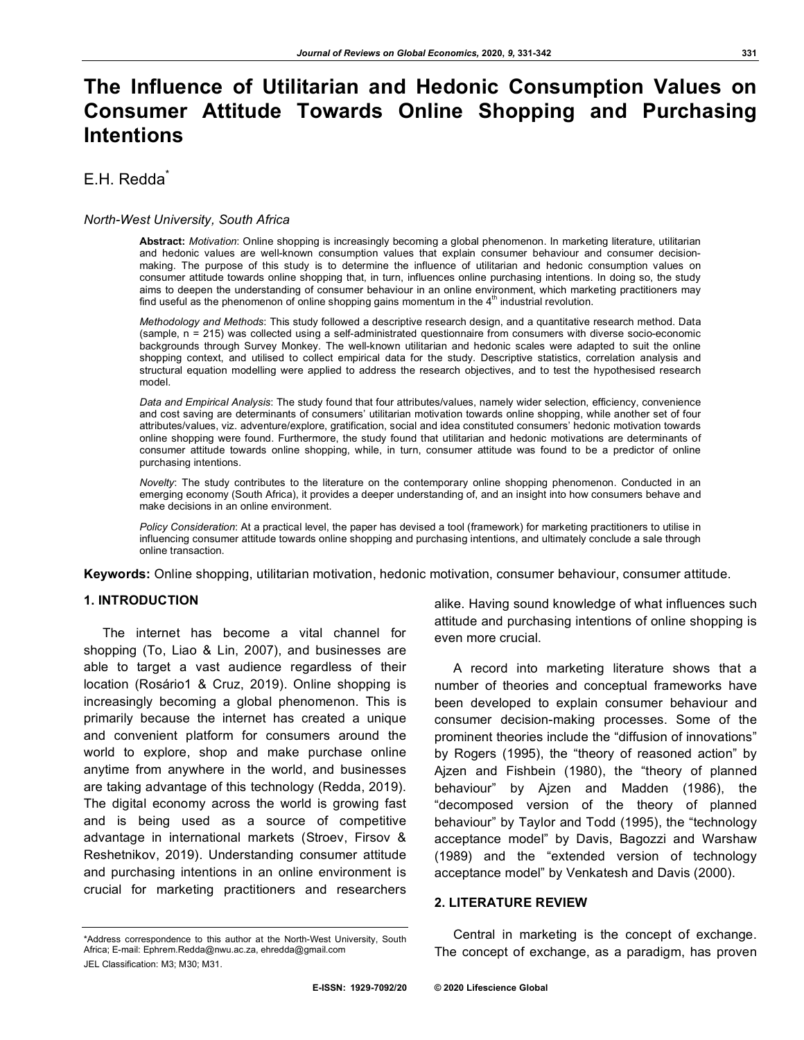# The Influence of Utilitarian and Hedonic Consumption Values on Consumer Attitude Towards Online Shopping and Purchasing Intentions

E.H. Redda*

*North-West University, South Africa*

**Abstract:** *Motivation*: Online shopping is increasingly becoming a global phenomenon. In marketing literature, utilitarian and hedonic values are well-known consumption values that explain consumer behaviour and consumer decision-making. The purpose of this study is to determine the influence of utilitarian and hedonic consumption values on consumer attitude towards online shopping that, in turn, influences online purchasing intentions. In doing so, the study aims to deepen the understanding of consumer behaviour in an online environment, which marketing practitioners may find useful as the phenomenon of online shopping gains momentum in the 4th industrial revolution.

*Methodology and Methods*: This study followed a descriptive research design, and a quantitative research method. Data (sample, n = 215) was collected using a self-administrated questionnaire from consumers with diverse socio-economic backgrounds through Survey Monkey. The well-known utilitarian and hedonic scales were adapted to suit the online shopping context, and utilised to collect empirical data for the study. Descriptive statistics, correlation analysis and structural equation modelling were applied to address the research objectives, and to test the hypothesised research model.

*Data and Empirical Analysis*: The study found that four attributes/values, namely wider selection, efficiency, convenience and cost saving are determinants of consumers' utilitarian motivation towards online shopping, while another set of four attributes/values, viz. adventure/explore, gratification, social and idea constituted consumers' hedonic motivation towards online shopping were found. Furthermore, the study found that utilitarian and hedonic motivations are determinants of consumer attitude towards online shopping, while, in turn, consumer attitude was found to be a predictor of online purchasing intentions.

*Novelty*: The study contributes to the literature on the contemporary online shopping phenomenon. Conducted in an emerging economy (South Africa), it provides a deeper understanding of, and an insight into how consumers behave and make decisions in an online environment.

*Policy Consideration*: At a practical level, the paper has devised a tool (framework) for marketing practitioners to utilise in influencing consumer attitude towards online shopping and purchasing intentions, and ultimately conclude a sale through online transaction.

**Keywords:** Online shopping, utilitarian motivation, hedonic motivation, consumer behaviour, consumer attitude.

## 1. INTRODUCTION

The internet has become a vital channel for shopping (To, Liao & Lin, 2007), and businesses are able to target a vast audience regardless of their location (Rosário1 & Cruz, 2019). Online shopping is increasingly becoming a global phenomenon. This is primarily because the internet has created a unique and convenient platform for consumers around the world to explore, shop and make purchase online anytime from anywhere in the world, and businesses are taking advantage of this technology (Redda, 2019). The digital economy across the world is growing fast and is being used as a source of competitive advantage in international markets (Stroev, Firsov & Reshetnikov, 2019). Understanding consumer attitude and purchasing intentions in an online environment is crucial for marketing practitioners and researchers alike. Having sound knowledge of what influences such attitude and purchasing intentions of online shopping is even more crucial.

A record into marketing literature shows that a number of theories and conceptual frameworks have been developed to explain consumer behaviour and consumer decision-making processes. Some of the prominent theories include the "diffusion of innovations" by Rogers (1995), the "theory of reasoned action" by Ajzen and Fishbein (1980), the "theory of planned behaviour" by Ajzen and Madden (1986), the "decomposed version of the theory of planned behaviour" by Taylor and Todd (1995), the "technology acceptance model" by Davis, Bagozzi and Warshaw (1989) and the "extended version of technology acceptance model" by Venkatesh and Davis (2000).

## 2. LITERATURE REVIEW

Central in marketing is the concept of exchange. The concept of exchange, as a paradigm, has proven

---

*Address correspondence to this author at the North-West University, South Africa; E-mail: Ephrem.Redda@nwu.ac.za, ehredda@gmail.com

JEL Classification: M3; M30; M31.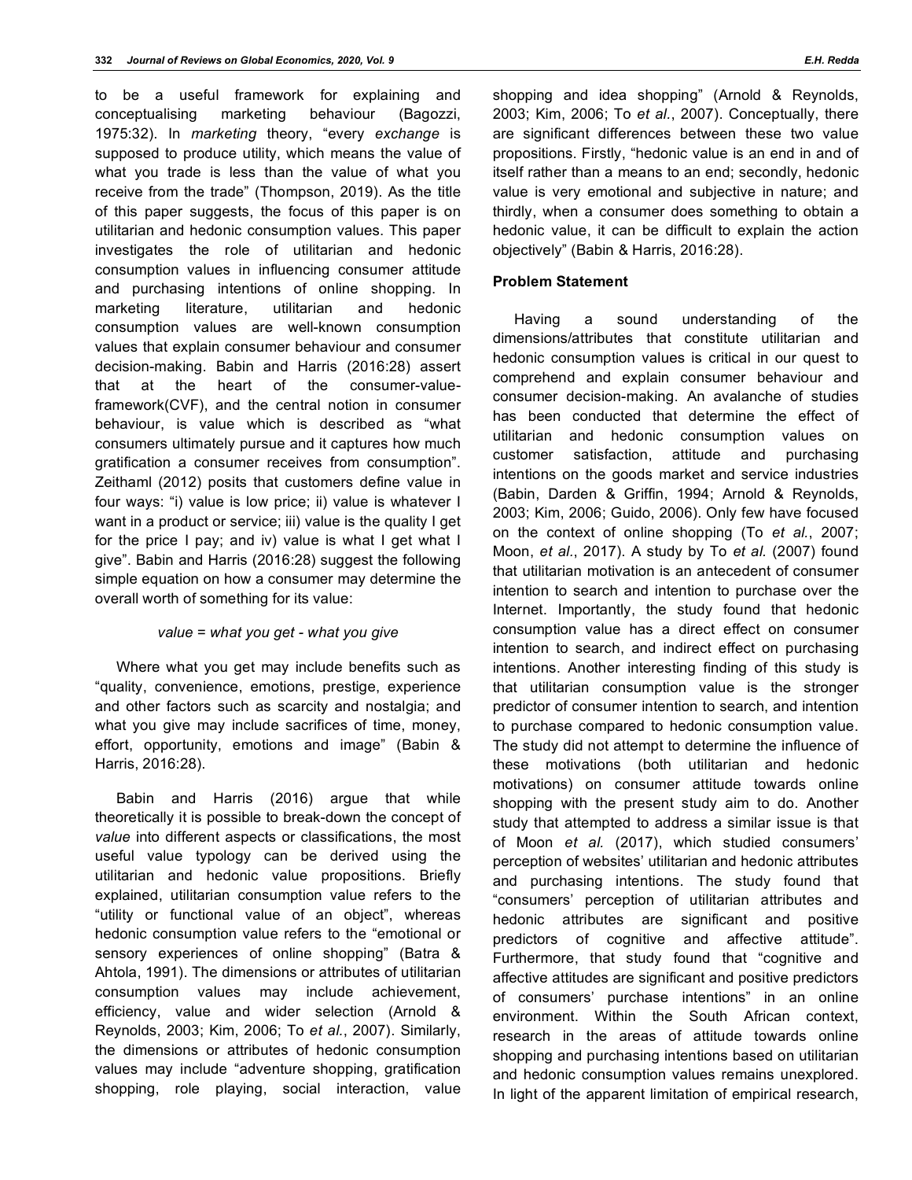to be a useful framework for explaining and conceptualising marketing behaviour (Bagozzi, 1975:32). In *marketing* theory, "every *exchange* is supposed to produce utility, which means the value of what you trade is less than the value of what you receive from the trade" (Thompson, 2019). As the title of this paper suggests, the focus of this paper is on utilitarian and hedonic consumption values. This paper investigates the role of utilitarian and hedonic consumption values in influencing consumer attitude and purchasing intentions of online shopping. In marketing literature, utilitarian and hedonic consumption values are well-known consumption values that explain consumer behaviour and consumer decision-making. Babin and Harris (2016:28) assert that at the heart of the consumer-value-framework(CVF), and the central notion in consumer behaviour, is value which is described as "what consumers ultimately pursue and it captures how much gratification a consumer receives from consumption". Zeithaml (2012) posits that customers define value in four ways: "i) value is low price; ii) value is whatever I want in a product or service; iii) value is the quality I get for the price I pay; and iv) value is what I get what I give". Babin and Harris (2016:28) suggest the following simple equation on how a consumer may determine the overall worth of something for its value:

*value = what you get - what you give*

Where what you get may include benefits such as "quality, convenience, emotions, prestige, experience and other factors such as scarcity and nostalgia; and what you give may include sacrifices of time, money, effort, opportunity, emotions and image" (Babin & Harris, 2016:28).

Babin and Harris (2016) argue that while theoretically it is possible to break-down the concept of *value* into different aspects or classifications, the most useful value typology can be derived using the utilitarian and hedonic value propositions. Briefly explained, utilitarian consumption value refers to the "utility or functional value of an object", whereas hedonic consumption value refers to the "emotional or sensory experiences of online shopping" (Batra & Ahtola, 1991). The dimensions or attributes of utilitarian consumption values may include achievement, efficiency, value and wider selection (Arnold & Reynolds, 2003; Kim, 2006; To *et al.*, 2007). Similarly, the dimensions or attributes of hedonic consumption values may include "adventure shopping, gratification shopping, role playing, social interaction, value shopping and idea shopping" (Arnold & Reynolds, 2003; Kim, 2006; To *et al.*, 2007). Conceptually, there are significant differences between these two value propositions. Firstly, "hedonic value is an end in and of itself rather than a means to an end; secondly, hedonic value is very emotional and subjective in nature; and thirdly, when a consumer does something to obtain a hedonic value, it can be difficult to explain the action objectively" (Babin & Harris, 2016:28).

## Problem Statement

Having a sound understanding of the dimensions/attributes that constitute utilitarian and hedonic consumption values is critical in our quest to comprehend and explain consumer behaviour and consumer decision-making. An avalanche of studies has been conducted that determine the effect of utilitarian and hedonic consumption values on customer satisfaction, attitude and purchasing intentions on the goods market and service industries (Babin, Darden & Griffin, 1994; Arnold & Reynolds, 2003; Kim, 2006; Guido, 2006). Only few have focused on the context of online shopping (To *et al.*, 2007; Moon, *et al.*, 2017). A study by To *et al.* (2007) found that utilitarian motivation is an antecedent of consumer intention to search and intention to purchase over the Internet. Importantly, the study found that hedonic consumption value has a direct effect on consumer intention to search, and indirect effect on purchasing intentions. Another interesting finding of this study is that utilitarian consumption value is the stronger predictor of consumer intention to search, and intention to purchase compared to hedonic consumption value. The study did not attempt to determine the influence of these motivations (both utilitarian and hedonic motivations) on consumer attitude towards online shopping with the present study aim to do. Another study that attempted to address a similar issue is that of Moon *et al.* (2017), which studied consumers' perception of websites' utilitarian and hedonic attributes and purchasing intentions. The study found that "consumers' perception of utilitarian attributes and hedonic attributes are significant and positive predictors of cognitive and affective attitude". Furthermore, that study found that "cognitive and affective attitudes are significant and positive predictors of consumers' purchase intentions" in an online environment. Within the South African context, research in the areas of attitude towards online shopping and purchasing intentions based on utilitarian and hedonic consumption values remains unexplored. In light of the apparent limitation of empirical research,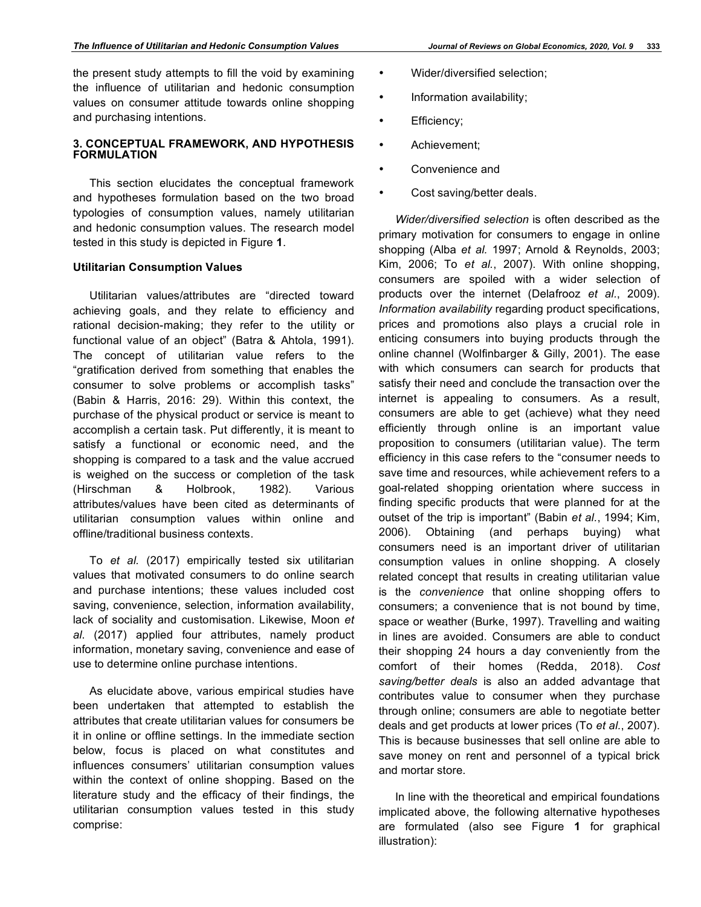the present study attempts to fill the void by examining the influence of utilitarian and hedonic consumption values on consumer attitude towards online shopping and purchasing intentions.

## 3. CONCEPTUAL FRAMEWORK, AND HYPOTHESIS FORMULATION

This section elucidates the conceptual framework and hypotheses formulation based on the two broad typologies of consumption values, namely utilitarian and hedonic consumption values. The research model tested in this study is depicted in Figure **1**.

### Utilitarian Consumption Values

Utilitarian values/attributes are "directed toward achieving goals, and they relate to efficiency and rational decision-making; they refer to the utility or functional value of an object" (Batra & Ahtola, 1991). The concept of utilitarian value refers to the "gratification derived from something that enables the consumer to solve problems or accomplish tasks" (Babin & Harris, 2016: 29). Within this context, the purchase of the physical product or service is meant to accomplish a certain task. Put differently, it is meant to satisfy a functional or economic need, and the shopping is compared to a task and the value accrued is weighed on the success or completion of the task (Hirschman & Holbrook, 1982). Various attributes/values have been cited as determinants of utilitarian consumption values within online and offline/traditional business contexts.

To *et al.* (2017) empirically tested six utilitarian values that motivated consumers to do online search and purchase intentions; these values included cost saving, convenience, selection, information availability, lack of sociality and customisation. Likewise, Moon *et al.* (2017) applied four attributes, namely product information, monetary saving, convenience and ease of use to determine online purchase intentions.

As elucidate above, various empirical studies have been undertaken that attempted to establish the attributes that create utilitarian values for consumers be it in online or offline settings. In the immediate section below, focus is placed on what constitutes and influences consumers' utilitarian consumption values within the context of online shopping. Based on the literature study and the efficacy of their findings, the utilitarian consumption values tested in this study comprise:

- Wider/diversified selection;
- Information availability;
- Efficiency;
- Achievement;
- Convenience and
- Cost saving/better deals.

*Wider/diversified selection* is often described as the primary motivation for consumers to engage in online shopping (Alba *et al.* 1997; Arnold & Reynolds, 2003; Kim, 2006; To *et al.*, 2007). With online shopping, consumers are spoiled with a wider selection of products over the internet (Delafrooz *et al*., 2009). *Information availability* regarding product specifications, prices and promotions also plays a crucial role in enticing consumers into buying products through the online channel (Wolfinbarger & Gilly, 2001). The ease with which consumers can search for products that satisfy their need and conclude the transaction over the internet is appealing to consumers. As a result, consumers are able to get (achieve) what they need efficiently through online is an important value proposition to consumers (utilitarian value). The term efficiency in this case refers to the "consumer needs to save time and resources, while achievement refers to a goal-related shopping orientation where success in finding specific products that were planned for at the outset of the trip is important" (Babin *et al*., 1994; Kim, 2006). Obtaining (and perhaps buying) what consumers need is an important driver of utilitarian consumption values in online shopping. A closely related concept that results in creating utilitarian value is the *convenience* that online shopping offers to consumers; a convenience that is not bound by time, space or weather (Burke, 1997). Travelling and waiting in lines are avoided. Consumers are able to conduct their shopping 24 hours a day conveniently from the comfort of their homes (Redda, 2018). *Cost saving/better deals* is also an added advantage that contributes value to consumer when they purchase through online; consumers are able to negotiate better deals and get products at lower prices (To *et al*., 2007). This is because businesses that sell online are able to save money on rent and personnel of a typical brick and mortar store.

In line with the theoretical and empirical foundations implicated above, the following alternative hypotheses are formulated (also see Figure **1** for graphical illustration):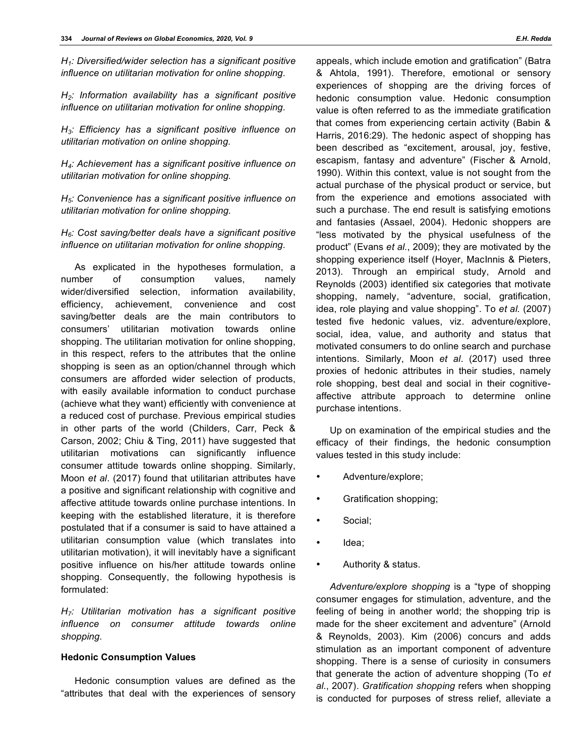*$H_1$: Diversified/wider selection has a significant positive influence on utilitarian motivation for online shopping.*

*$H_2$: Information availability has a significant positive influence on utilitarian motivation for online shopping.*

*$H_3$: Efficiency has a significant positive influence on utilitarian motivation on online shopping.*

*$H_4$: Achievement has a significant positive influence on utilitarian motivation for online shopping.*

*$H_5$: Convenience has a significant positive influence on utilitarian motivation for online shopping.*

*$H_6$: Cost saving/better deals have a significant positive influence on utilitarian motivation for online shopping.*

As explicated in the hypotheses formulation, a number of consumption values, namely wider/diversified selection, information availability, efficiency, achievement, convenience and cost saving/better deals are the main contributors to consumers' utilitarian motivation towards online shopping. The utilitarian motivation for online shopping, in this respect, refers to the attributes that the online shopping is seen as an option/channel through which consumers are afforded wider selection of products, with easily available information to conduct purchase (achieve what they want) efficiently with convenience at a reduced cost of purchase. Previous empirical studies in other parts of the world (Childers, Carr, Peck & Carson, 2002; Chiu & Ting, 2011) have suggested that utilitarian motivations can significantly influence consumer attitude towards online shopping. Similarly, Moon *et al*. (2017) found that utilitarian attributes have a positive and significant relationship with cognitive and affective attitude towards online purchase intentions. In keeping with the established literature, it is therefore postulated that if a consumer is said to have attained a utilitarian consumption value (which translates into utilitarian motivation), it will inevitably have a significant positive influence on his/her attitude towards online shopping. Consequently, the following hypothesis is formulated:

*$H_7$: Utilitarian motivation has a significant positive influence on consumer attitude towards online shopping.*

### Hedonic Consumption Values

Hedonic consumption values are defined as the "attributes that deal with the experiences of sensory appeals, which include emotion and gratification" (Batra & Ahtola, 1991). Therefore, emotional or sensory experiences of shopping are the driving forces of hedonic consumption value. Hedonic consumption value is often referred to as the immediate gratification that comes from experiencing certain activity (Babin & Harris, 2016:29). The hedonic aspect of shopping has been described as "excitement, arousal, joy, festive, escapism, fantasy and adventure" (Fischer & Arnold, 1990). Within this context, value is not sought from the actual purchase of the physical product or service, but from the experience and emotions associated with such a purchase. The end result is satisfying emotions and fantasies (Assael, 2004). Hedonic shoppers are "less motivated by the physical usefulness of the product" (Evans *et al.*, 2009); they are motivated by the shopping experience itself (Hoyer, MacInnis & Pieters, 2013). Through an empirical study, Arnold and Reynolds (2003) identified six categories that motivate shopping, namely, "adventure, social, gratification, idea, role playing and value shopping". To *et al.* (2007) tested five hedonic values, viz. adventure/explore, social, idea, value, and authority and status that motivated consumers to do online search and purchase intentions. Similarly, Moon *et al*. (2017) used three proxies of hedonic attributes in their studies, namely role shopping, best deal and social in their cognitive-affective attribute approach to determine online purchase intentions.

Up on examination of the empirical studies and the efficacy of their findings, the hedonic consumption values tested in this study include:

- Adventure/explore;
- Gratification shopping;
- Social;
- Idea;
- Authority & status.

*Adventure/explore shopping* is a "type of shopping consumer engages for stimulation, adventure, and the feeling of being in another world; the shopping trip is made for the sheer excitement and adventure" (Arnold & Reynolds, 2003). Kim (2006) concurs and adds stimulation as an important component of adventure shopping. There is a sense of curiosity in consumers that generate the action of adventure shopping (To *et al*., 2007). *Gratification shopping* refers when shopping is conducted for purposes of stress relief, alleviate a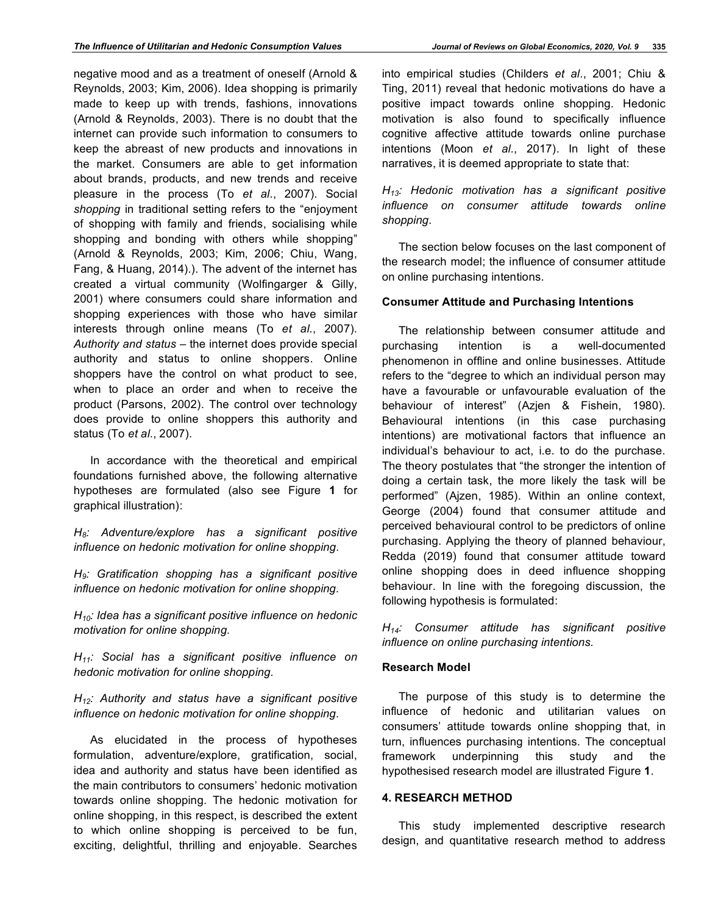negative mood and as a treatment of oneself (Arnold & Reynolds, 2003; Kim, 2006). Idea shopping is primarily made to keep up with trends, fashions, innovations (Arnold & Reynolds, 2003). There is no doubt that the internet can provide such information to consumers to keep the abreast of new products and innovations in the market. Consumers are able to get information about brands, products, and new trends and receive pleasure in the process (To *et al*., 2007). Social *shopping* in traditional setting refers to the "enjoyment of shopping with family and friends, socialising while shopping and bonding with others while shopping" (Arnold & Reynolds, 2003; Kim, 2006; Chiu, Wang, Fang, & Huang, 2014).). The advent of the internet has created a virtual community (Wolfingarger & Gilly, 2001) where consumers could share information and shopping experiences with those who have similar interests through online means (To *et al*., 2007). *Authority and status* – the internet does provide special authority and status to online shoppers. Online shoppers have the control on what product to see, when to place an order and when to receive the product (Parsons, 2002). The control over technology does provide to online shoppers this authority and status (To *et al*., 2007).

In accordance with the theoretical and empirical foundations furnished above, the following alternative hypotheses are formulated (also see Figure **1** for graphical illustration):

*$H_8$: Adventure/explore has a significant positive influence on hedonic motivation for online shopping.*

*$H_9$: Gratification shopping has a significant positive influence on hedonic motivation for online shopping.*

*$H_{10}$: Idea has a significant positive influence on hedonic motivation for online shopping.*

*$H_{11}$: Social has a significant positive influence on hedonic motivation for online shopping.*

*$H_{12}$: Authority and status have a significant positive influence on hedonic motivation for online shopping.*

As elucidated in the process of hypotheses formulation, adventure/explore, gratification, social, idea and authority and status have been identified as the main contributors to consumers' hedonic motivation towards online shopping. The hedonic motivation for online shopping, in this respect, is described the extent to which online shopping is perceived to be fun, exciting, delightful, thrilling and enjoyable. Searches into empirical studies (Childers *et al*., 2001; Chiu & Ting, 2011) reveal that hedonic motivations do have a positive impact towards online shopping. Hedonic motivation is also found to specifically influence cognitive affective attitude towards online purchase intentions (Moon *et al*., 2017). In light of these narratives, it is deemed appropriate to state that:

*$H_{13}$: Hedonic motivation has a significant positive influence on consumer attitude towards online shopping.*

The section below focuses on the last component of the research model; the influence of consumer attitude on online purchasing intentions.

**Consumer Attitude and Purchasing Intentions**

The relationship between consumer attitude and purchasing intention is a well-documented phenomenon in offline and online businesses. Attitude refers to the "degree to which an individual person may have a favourable or unfavourable evaluation of the behaviour of interest" (Azjen & Fishein, 1980). Behavioural intentions (in this case purchasing intentions) are motivational factors that influence an individual's behaviour to act, i.e. to do the purchase. The theory postulates that "the stronger the intention of doing a certain task, the more likely the task will be performed" (Ajzen, 1985). Within an online context, George (2004) found that consumer attitude and perceived behavioural control to be predictors of online purchasing. Applying the theory of planned behaviour, Redda (2019) found that consumer attitude toward online shopping does in deed influence shopping behaviour. In line with the foregoing discussion, the following hypothesis is formulated:

*$H_{14}$: Consumer attitude has significant positive influence on online purchasing intentions.*

**Research Model**

The purpose of this study is to determine the influence of hedonic and utilitarian values on consumers' attitude towards online shopping that, in turn, influences purchasing intentions. The conceptual framework underpinning this study and the hypothesised research model are illustrated Figure **1**.

## 4. RESEARCH METHOD

This study implemented descriptive research design, and quantitative research method to address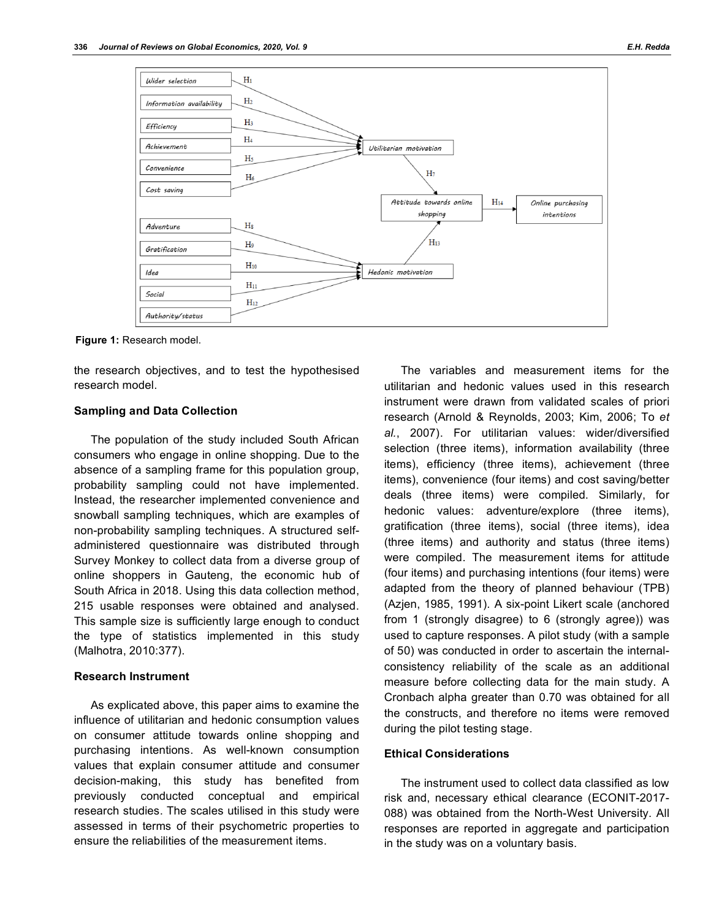**Figure 1:** Research model.

the research objectives, and to test the hypothesised research model.

### Sampling and Data Collection

The population of the study included South African consumers who engage in online shopping. Due to the absence of a sampling frame for this population group, probability sampling could not have implemented. Instead, the researcher implemented convenience and snowball sampling techniques, which are examples of non-probability sampling techniques. A structured self-administered questionnaire was distributed through Survey Monkey to collect data from a diverse group of online shoppers in Gauteng, the economic hub of South Africa in 2018. Using this data collection method, 215 usable responses were obtained and analysed. This sample size is sufficiently large enough to conduct the type of statistics implemented in this study (Malhotra, 2010:377).

### Research Instrument

As explicated above, this paper aims to examine the influence of utilitarian and hedonic consumption values on consumer attitude towards online shopping and purchasing intentions. As well-known consumption values that explain consumer attitude and consumer decision-making, this study has benefited from previously conducted conceptual and empirical research studies. The scales utilised in this study were assessed in terms of their psychometric properties to ensure the reliabilities of the measurement items.

The variables and measurement items for the utilitarian and hedonic values used in this research instrument were drawn from validated scales of priori research (Arnold & Reynolds, 2003; Kim, 2006; To *et al.*, 2007). For utilitarian values: wider/diversified selection (three items), information availability (three items), efficiency (three items), achievement (three items), convenience (four items) and cost saving/better deals (three items) were compiled. Similarly, for hedonic values: adventure/explore (three items), gratification (three items), social (three items), idea (three items) and authority and status (three items) were compiled. The measurement items for attitude (four items) and purchasing intentions (four items) were adapted from the theory of planned behaviour (TPB) (Azjen, 1985, 1991). A six-point Likert scale (anchored from 1 (strongly disagree) to 6 (strongly agree)) was used to capture responses. A pilot study (with a sample of 50) was conducted in order to ascertain the internal-consistency reliability of the scale as an additional measure before collecting data for the main study. A Cronbach alpha greater than 0.70 was obtained for all the constructs, and therefore no items were removed during the pilot testing stage.

### Ethical Considerations

The instrument used to collect data classified as low risk and, necessary ethical clearance (ECONIT-2017-088) was obtained from the North-West University. All responses are reported in aggregate and participation in the study was on a voluntary basis.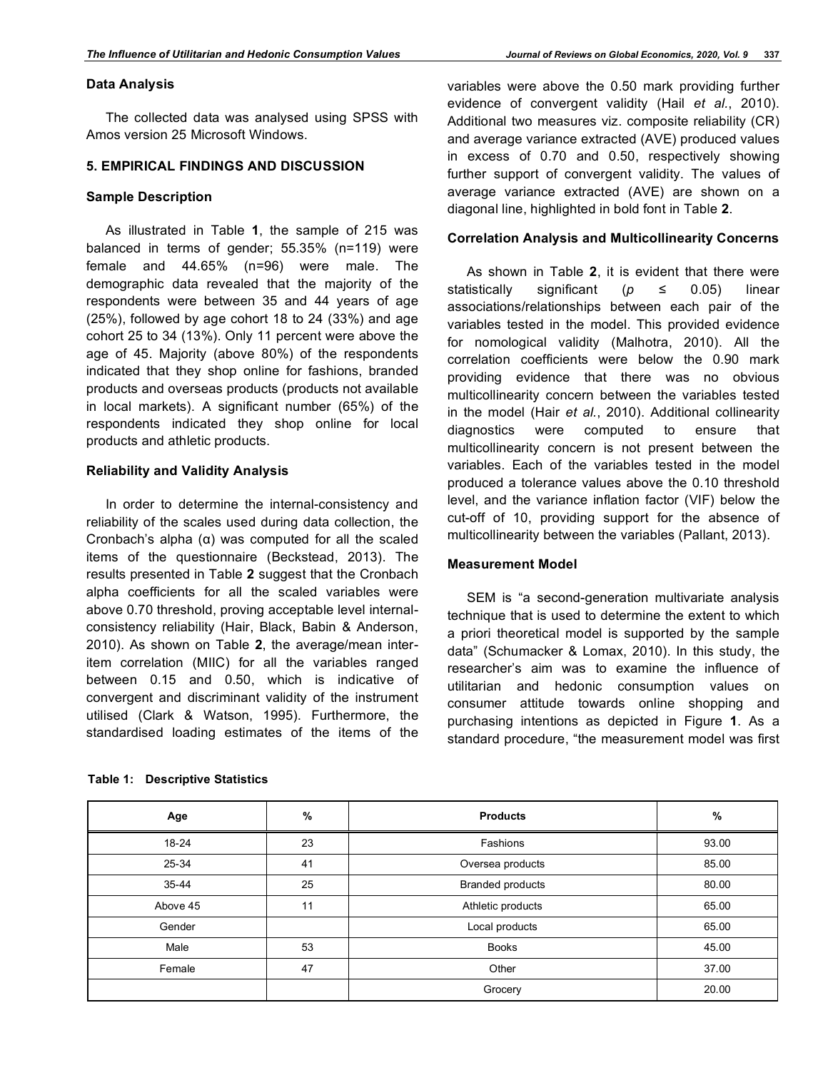### Data Analysis

The collected data was analysed using SPSS with Amos version 25 Microsoft Windows.

## 5. EMPIRICAL FINDINGS AND DISCUSSION

### Sample Description

As illustrated in Table **1**, the sample of 215 was balanced in terms of gender; 55.35% (n=119) were female and 44.65% (n=96) were male. The demographic data revealed that the majority of the respondents were between 35 and 44 years of age (25%), followed by age cohort 18 to 24 (33%) and age cohort 25 to 34 (13%). Only 11 percent were above the age of 45. Majority (above 80%) of the respondents indicated that they shop online for fashions, branded products and overseas products (products not available in local markets). A significant number (65%) of the respondents indicated they shop online for local products and athletic products.

### Reliability and Validity Analysis

In order to determine the internal-consistency and reliability of the scales used during data collection, the Cronbach's alpha (α) was computed for all the scaled items of the questionnaire (Beckstead, 2013). The results presented in Table **2** suggest that the Cronbach alpha coefficients for all the scaled variables were above 0.70 threshold, proving acceptable level internal-consistency reliability (Hair, Black, Babin & Anderson, 2010). As shown on Table **2**, the average/mean inter-item correlation (MIIC) for all the variables ranged between 0.15 and 0.50, which is indicative of convergent and discriminant validity of the instrument utilised (Clark & Watson, 1995). Furthermore, the standardised loading estimates of the items of the variables were above the 0.50 mark providing further evidence of convergent validity (Hail *et al.*, 2010). Additional two measures viz. composite reliability (CR) and average variance extracted (AVE) produced values in excess of 0.70 and 0.50, respectively showing further support of convergent validity. The values of average variance extracted (AVE) are shown on a diagonal line, highlighted in bold font in Table **2**.

### Correlation Analysis and Multicollinearity Concerns

As shown in Table **2**, it is evident that there were statistically significant ($p \leq 0.05$) linear associations/relationships between each pair of the variables tested in the model. This provided evidence for nomological validity (Malhotra, 2010). All the correlation coefficients were below the 0.90 mark providing evidence that there was no obvious multicollinearity concern between the variables tested in the model (Hair *et al.*, 2010). Additional collinearity diagnostics were computed to ensure that multicollinearity concern is not present between the variables. Each of the variables tested in the model produced a tolerance values above the 0.10 threshold level, and the variance inflation factor (VIF) below the cut-off of 10, providing support for the absence of multicollinearity between the variables (Pallant, 2013).

### Measurement Model

SEM is "a second-generation multivariate analysis technique that is used to determine the extent to which a priori theoretical model is supported by the sample data" (Schumacker & Lomax, 2010). In this study, the researcher's aim was to examine the influence of utilitarian and hedonic consumption values on consumer attitude towards online shopping and purchasing intentions as depicted in Figure **1**. As a standard procedure, "the measurement model was first

**Table 1: Descriptive Statistics**

| Age | % | Products | % |
|---|---|---|---|
| 18-24 | 23 | Fashions | 93.00 |
| 25-34 | 41 | Oversea products | 85.00 |
| 35-44 | 25 | Branded products | 80.00 |
| Above 45 | 11 | Athletic products | 65.00 |
| Gender | | Local products | 65.00 |
| Male | 53 | Books | 45.00 |
| Female | 47 | Other | 37.00 |
| | | Grocery | 20.00 |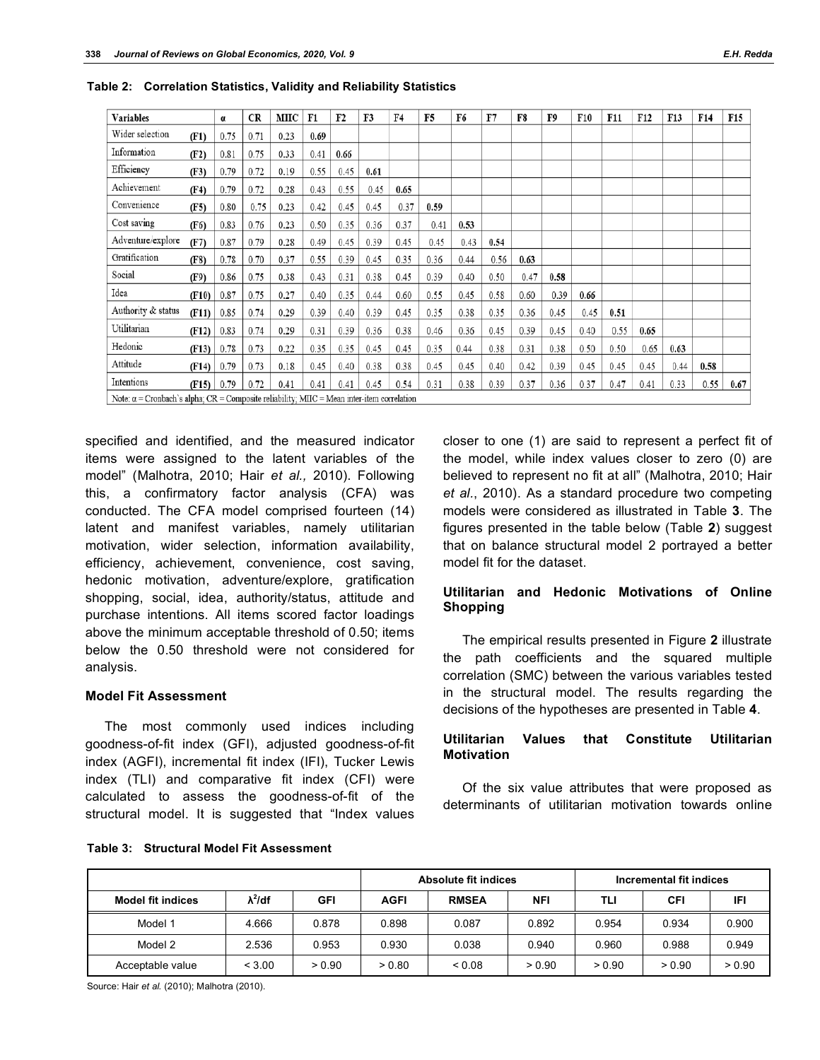**Table 2: Correlation Statistics, Validity and Reliability Statistics**

| Variables | | α | CR | MIIC | F1 | F2 | F3 | F4 | F5 | F6 | F7 | F8 | F9 | F10 | F11 | F12 | F13 | F14 | F15 |
|---|---|---|---|---|---|---|---|---|---|---|---|---|---|---|---|---|---|---|---|
| Wider selection | (F1) | 0.75 | 0.71 | 0.23 | **0.69** | | | | | | | | | | | | | | |
| Information | (F2) | 0.81 | 0.75 | 0.33 | 0.41 | **0.66** | | | | | | | | | | | | | |
| Efficiency | (F3) | 0.79 | 0.72 | 0.19 | 0.55 | 0.45 | **0.61** | | | | | | | | | | | | |
| Achievement | (F4) | 0.79 | 0.72 | 0.28 | 0.43 | 0.55 | 0.45 | **0.65** | | | | | | | | | | | |
| Convenience | (F5) | 0.80 | 0.75 | 0.23 | 0.42 | 0.45 | 0.45 | 0.37 | **0.59** | | | | | | | | | | |
| Cost saving | (F6) | 0.83 | 0.76 | 0.23 | 0.50 | 0.35 | 0.36 | 0.37 | 0.41 | **0.53** | | | | | | | | | |
| Adventure/explore | (F7) | 0.87 | 0.79 | 0.28 | 0.49 | 0.45 | 0.39 | 0.45 | 0.45 | 0.43 | **0.54** | | | | | | | | |
| Gratification | (F8) | 0.78 | 0.70 | 0.37 | 0.55 | 0.39 | 0.45 | 0.35 | 0.36 | 0.44 | 0.56 | **0.63** | | | | | | | |
| Social | (F9) | 0.86 | 0.75 | 0.38 | 0.43 | 0.31 | 0.38 | 0.45 | 0.39 | 0.40 | 0.50 | 0.47 | **0.58** | | | | | | |
| Idea | (F10) | 0.87 | 0.75 | 0.27 | 0.40 | 0.35 | 0.44 | 0.60 | 0.55 | 0.45 | 0.58 | 0.60 | 0.39 | **0.66** | | | | | |
| Authority & status | (F11) | 0.85 | 0.74 | 0.29 | 0.39 | 0.40 | 0.39 | 0.45 | 0.35 | 0.38 | 0.35 | 0.36 | 0.45 | 0.45 | **0.51** | | | | |
| Utilitarian | (F12) | 0.83 | 0.74 | 0.29 | 0.31 | 0.39 | 0.36 | 0.38 | 0.46 | 0.36 | 0.45 | 0.39 | 0.45 | 0.40 | 0.55 | **0.65** | | | |
| Hedonic | (F13) | 0.78 | 0.73 | 0.22 | 0.35 | 0.35 | 0.45 | 0.45 | 0.35 | 0.44 | 0.38 | 0.31 | 0.38 | 0.50 | 0.50 | 0.65 | **0.63** | | |
| Attitude | (F14) | 0.79 | 0.73 | 0.18 | 0.45 | 0.40 | 0.38 | 0.38 | 0.45 | 0.45 | 0.40 | 0.42 | 0.39 | 0.45 | 0.45 | 0.45 | 0.44 | **0.58** | |
| Intentions | (F15) | 0.79 | 0.72 | 0.41 | 0.41 | 0.41 | 0.45 | 0.54 | 0.31 | 0.38 | 0.39 | 0.37 | 0.36 | 0.37 | 0.47 | 0.41 | 0.33 | 0.55 | **0.67** |

Note: α = Cronbach`s alpha; CR = Composite reliability; MIIC = Mean inter-item correlation

specified and identified, and the measured indicator items were assigned to the latent variables of the model" (Malhotra, 2010; Hair *et al.,* 2010). Following this, a confirmatory factor analysis (CFA) was conducted. The CFA model comprised fourteen (14) latent and manifest variables, namely utilitarian motivation, wider selection, information availability, efficiency, achievement, convenience, cost saving, hedonic motivation, adventure/explore, gratification shopping, social, idea, authority/status, attitude and purchase intentions. All items scored factor loadings above the minimum acceptable threshold of 0.50; items below the 0.50 threshold were not considered for analysis.

### Model Fit Assessment

The most commonly used indices including goodness-of-fit index (GFI), adjusted goodness-of-fit index (AGFI), incremental fit index (IFI), Tucker Lewis index (TLI) and comparative fit index (CFI) were calculated to assess the goodness-of-fit of the structural model. It is suggested that "Index values closer to one (1) are said to represent a perfect fit of the model, while index values closer to zero (0) are believed to represent no fit at all" (Malhotra, 2010; Hair *et al.*, 2010). As a standard procedure two competing models were considered as illustrated in Table **3**. The figures presented in the table below (Table **2**) suggest that on balance structural model 2 portrayed a better model fit for the dataset.

### Utilitarian and Hedonic Motivations of Online Shopping

The empirical results presented in Figure **2** illustrate the path coefficients and the squared multiple correlation (SMC) between the various variables tested in the structural model. The results regarding the decisions of the hypotheses are presented in Table **4**.

### Utilitarian Values that Constitute Utilitarian Motivation

Of the six value attributes that were proposed as determinants of utilitarian motivation towards online

**Table 3: Structural Model Fit Assessment**

| | | | Absolute fit indices | | | Incremental fit indices | | |
|---|---|---|---|---|---|---|---|---|
| **Model fit indices** | **$\lambda^2$/df** | **GFI** | **AGFI** | **RMSEA** | **NFI** | **TLI** | **CFI** | **IFI** |
| Model 1 | 4.666 | 0.878 | 0.898 | 0.087 | 0.892 | 0.954 | 0.934 | 0.900 |
| Model 2 | 2.536 | 0.953 | 0.930 | 0.038 | 0.940 | 0.960 | 0.988 | 0.949 |
| Acceptable value | < 3.00 | > 0.90 | > 0.80 | < 0.08 | > 0.90 | > 0.90 | > 0.90 | > 0.90 |

Source: Hair *et al.* (2010); Malhotra (2010).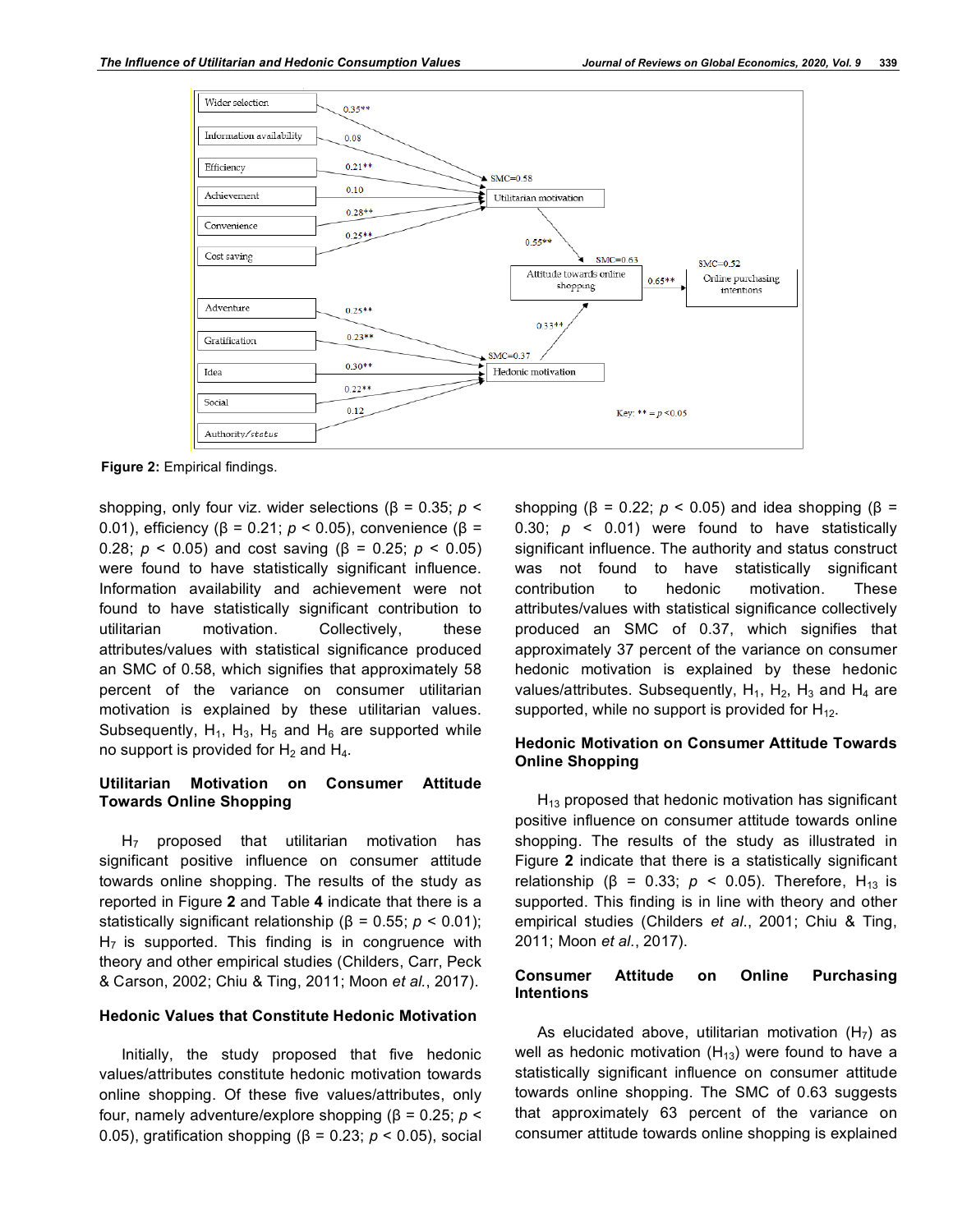Figure 2: Empirical findings.

shopping, only four viz. wider selections (β = 0.35; $p < 0.01$), efficiency (β = 0.21; $p < 0.05$), convenience (β = 0.28; $p < 0.05$) and cost saving (β = 0.25; $p < 0.05$) were found to have statistically significant influence. Information availability and achievement were not found to have statistically significant contribution to utilitarian motivation. Collectively, these attributes/values with statistical significance produced an SMC of 0.58, which signifies that approximately 58 percent of the variance on consumer utilitarian motivation is explained by these utilitarian values. Subsequently, $H_1$, $H_3$, $H_5$ and $H_6$ are supported while no support is provided for $H_2$ and $H_4$.

## Utilitarian Motivation on Consumer Attitude Towards Online Shopping

$H_7$ proposed that utilitarian motivation has significant positive influence on consumer attitude towards online shopping. The results of the study as reported in Figure **2** and Table **4** indicate that there is a statistically significant relationship (β = 0.55; $p < 0.01$); $H_7$ is supported. This finding is in congruence with theory and other empirical studies (Childers, Carr, Peck & Carson, 2002; Chiu & Ting, 2011; Moon *et al.*, 2017).

## Hedonic Values that Constitute Hedonic Motivation

Initially, the study proposed that five hedonic values/attributes constitute hedonic motivation towards online shopping. Of these five values/attributes, only four, namely adventure/explore shopping (β = 0.25; $p < 0.05$), gratification shopping (β = 0.23; $p < 0.05$), social shopping (β = 0.22; $p < 0.05$) and idea shopping (β = 0.30; $p < 0.01$) were found to have statistically significant influence. The authority and status construct was not found to have statistically significant contribution to hedonic motivation. These attributes/values with statistical significance collectively produced an SMC of 0.37, which signifies that approximately 37 percent of the variance on consumer hedonic motivation is explained by these hedonic values/attributes. Subsequently, $H_1$, $H_2$, $H_3$ and $H_4$ are supported, while no support is provided for $H_{12}$.

## Hedonic Motivation on Consumer Attitude Towards Online Shopping

$H_{13}$ proposed that hedonic motivation has significant positive influence on consumer attitude towards online shopping. The results of the study as illustrated in Figure **2** indicate that there is a statistically significant relationship (β = 0.33; $p < 0.05$). Therefore, $H_{13}$ is supported. This finding is in line with theory and other empirical studies (Childers *et al*., 2001; Chiu & Ting, 2011; Moon *et al*., 2017).

## Consumer Attitude on Online Purchasing Intentions

As elucidated above, utilitarian motivation ($H_7$) as well as hedonic motivation ($H_{13}$) were found to have a statistically significant influence on consumer attitude towards online shopping. The SMC of 0.63 suggests that approximately 63 percent of the variance on consumer attitude towards online shopping is explained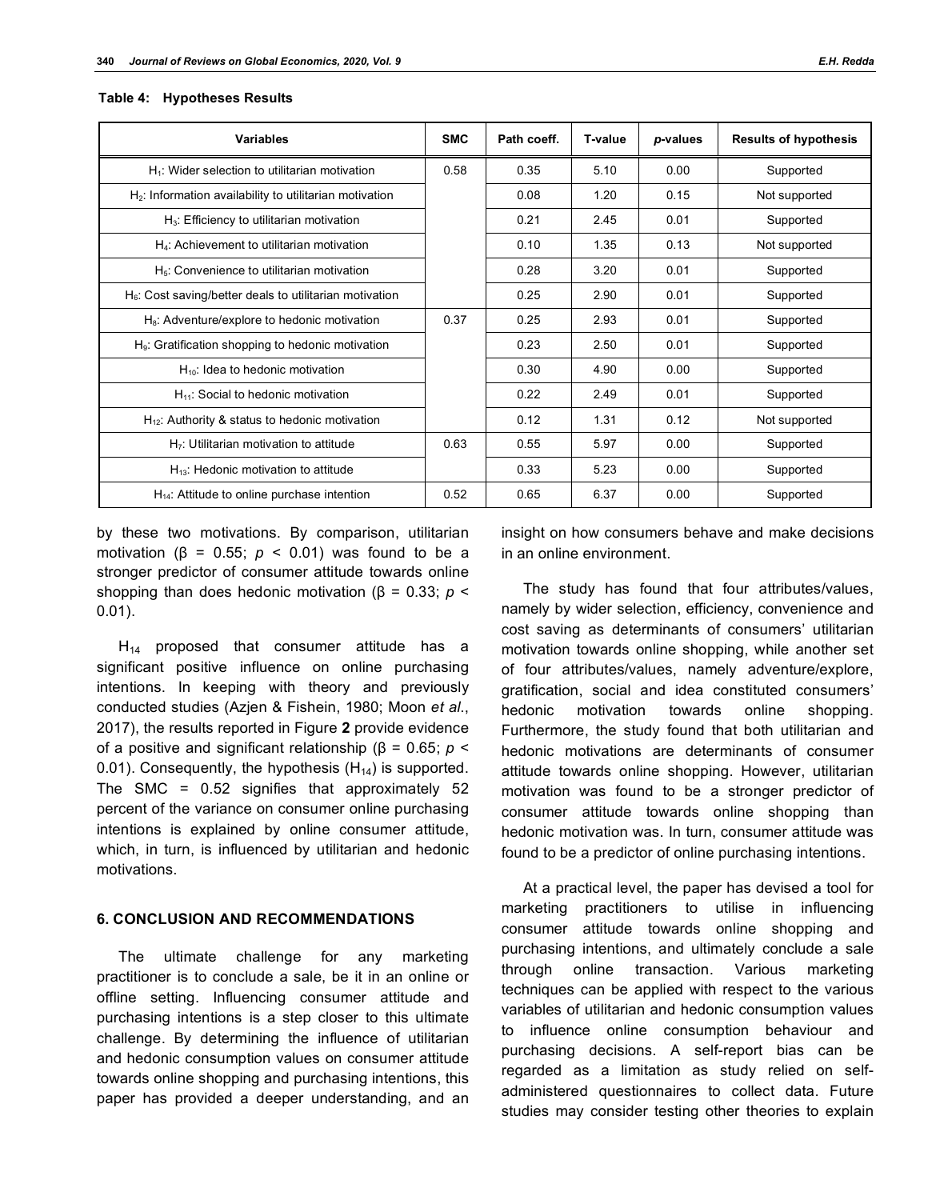**Table 4: Hypotheses Results**

| Variables | SMC | Path coeff. | T-value | *p*-values | Results of hypothesis |
|---|---|---|---|---|---|
| $H_1$: Wider selection to utilitarian motivation | 0.58 | 0.35 | 5.10 | 0.00 | Supported |
| $H_2$: Information availability to utilitarian motivation | | 0.08 | 1.20 | 0.15 | Not supported |
| $H_3$: Efficiency to utilitarian motivation | | 0.21 | 2.45 | 0.01 | Supported |
| $H_4$: Achievement to utilitarian motivation | | 0.10 | 1.35 | 0.13 | Not supported |
| $H_5$: Convenience to utilitarian motivation | | 0.28 | 3.20 | 0.01 | Supported |
| $H_6$: Cost saving/better deals to utilitarian motivation | | 0.25 | 2.90 | 0.01 | Supported |
| $H_8$: Adventure/explore to hedonic motivation | 0.37 | 0.25 | 2.93 | 0.01 | Supported |
| $H_9$: Gratification shopping to hedonic motivation | | 0.23 | 2.50 | 0.01 | Supported |
| $H_{10}$: Idea to hedonic motivation | | 0.30 | 4.90 | 0.00 | Supported |
| $H_{11}$: Social to hedonic motivation | | 0.22 | 2.49 | 0.01 | Supported |
| $H_{12}$: Authority & status to hedonic motivation | | 0.12 | 1.31 | 0.12 | Not supported |
| $H_7$: Utilitarian motivation to attitude | 0.63 | 0.55 | 5.97 | 0.00 | Supported |
| $H_{13}$: Hedonic motivation to attitude | | 0.33 | 5.23 | 0.00 | Supported |
| $H_{14}$: Attitude to online purchase intention | 0.52 | 0.65 | 6.37 | 0.00 | Supported |

by these two motivations. By comparison, utilitarian motivation ($\beta$ = 0.55; $p < 0.01$) was found to be a stronger predictor of consumer attitude towards online shopping than does hedonic motivation ($\beta$ = 0.33; $p < 0.01$).

$H_{14}$ proposed that consumer attitude has a significant positive influence on online purchasing intentions. In keeping with theory and previously conducted studies (Azjen & Fishein, 1980; Moon *et al.*, 2017), the results reported in Figure **2** provide evidence of a positive and significant relationship ($\beta$ = 0.65; $p < 0.01$). Consequently, the hypothesis ($H_{14}$) is supported. The SMC = 0.52 signifies that approximately 52 percent of the variance on consumer online purchasing intentions is explained by online consumer attitude, which, in turn, is influenced by utilitarian and hedonic motivations.

## 6. CONCLUSION AND RECOMMENDATIONS

The ultimate challenge for any marketing practitioner is to conclude a sale, be it in an online or offline setting. Influencing consumer attitude and purchasing intentions is a step closer to this ultimate challenge. By determining the influence of utilitarian and hedonic consumption values on consumer attitude towards online shopping and purchasing intentions, this paper has provided a deeper understanding, and an insight on how consumers behave and make decisions in an online environment.

The study has found that four attributes/values, namely by wider selection, efficiency, convenience and cost saving as determinants of consumers' utilitarian motivation towards online shopping, while another set of four attributes/values, namely adventure/explore, gratification, social and idea constituted consumers' hedonic motivation towards online shopping. Furthermore, the study found that both utilitarian and hedonic motivations are determinants of consumer attitude towards online shopping. However, utilitarian motivation was found to be a stronger predictor of consumer attitude towards online shopping than hedonic motivation was. In turn, consumer attitude was found to be a predictor of online purchasing intentions.

At a practical level, the paper has devised a tool for marketing practitioners to utilise in influencing consumer attitude towards online shopping and purchasing intentions, and ultimately conclude a sale through online transaction. Various marketing techniques can be applied with respect to the various variables of utilitarian and hedonic consumption values to influence online consumption behaviour and purchasing decisions. A self-report bias can be regarded as a limitation as study relied on self-administered questionnaires to collect data. Future studies may consider testing other theories to explain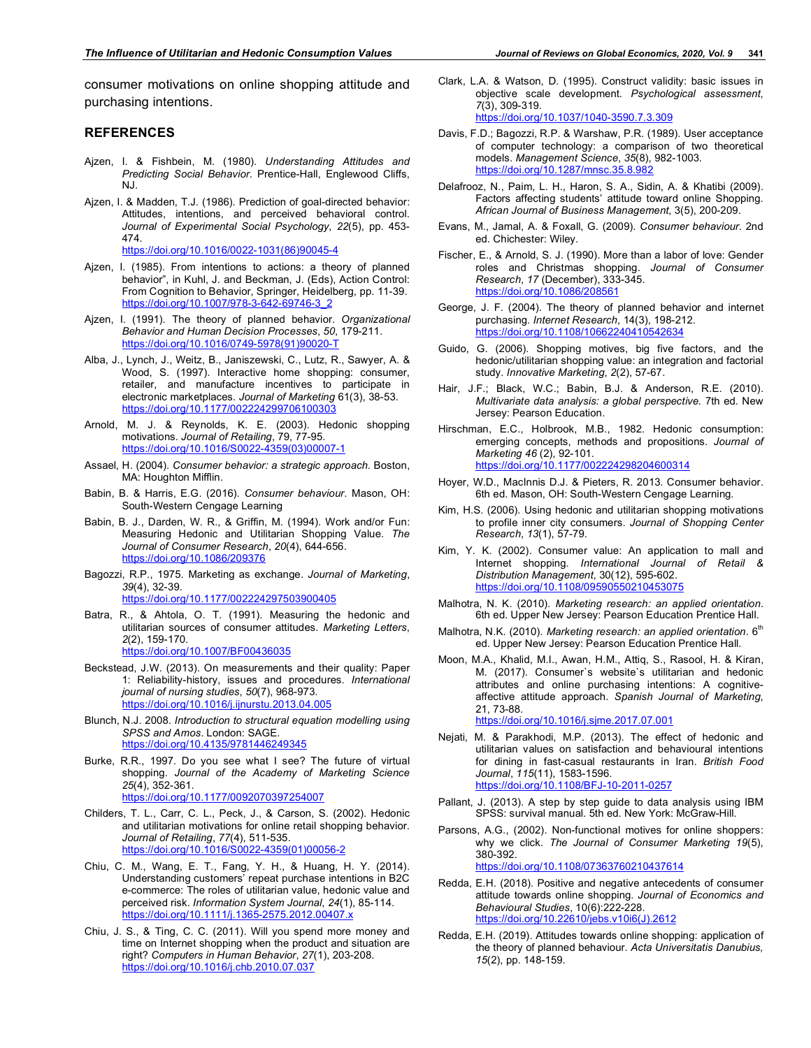consumer motivations on online shopping attitude and purchasing intentions.

## REFERENCES

Ajzen, I. & Fishbein, M. (1980). *Understanding Attitudes and Predicting Social Behavior*. Prentice-Hall, Englewood Cliffs, NJ.

Ajzen, I. & Madden, T.J. (1986). Prediction of goal-directed behavior: Attitudes, intentions, and perceived behavioral control. *Journal of Experimental Social Psychology*, *22*(5), pp. 453-474. https://doi.org/10.1016/0022-1031(86)90045-4

Ajzen, I. (1985). From intentions to actions: a theory of planned behavior", in Kuhl, J. and Beckman, J. (Eds), Action Control: From Cognition to Behavior, Springer, Heidelberg, pp. 11-39. https://doi.org/10.1007/978-3-642-69746-3_2

Ajzen, I. (1991). The theory of planned behavior. *Organizational Behavior and Human Decision Processes*, *50*, 179-211. https://doi.org/10.1016/0749-5978(91)90020-T

Alba, J., Lynch, J., Weitz, B., Janiszewski, C., Lutz, R., Sawyer, A. & Wood, S. (1997). Interactive home shopping: consumer, retailer, and manufacture incentives to participate in electronic marketplaces. *Journal of Marketing* 61(3), 38-53. https://doi.org/10.1177/002224299706100303

Arnold, M. J. & Reynolds, K. E. (2003). Hedonic shopping motivations. *Journal of Retailing*, 79, 77-95. https://doi.org/10.1016/S0022-4359(03)00007-1

Assael, H. (2004). *Consumer behavior: a strategic approach*. Boston, MA: Houghton Mifflin.

Babin, B. & Harris, E.G. (2016). *Consumer behaviour*. Mason, OH: South-Western Cengage Learning

Babin, B. J., Darden, W. R., & Griffin, M. (1994). Work and/or Fun: Measuring Hedonic and Utilitarian Shopping Value. *The Journal of Consumer Research*, *20*(4), 644-656. https://doi.org/10.1086/209376

Bagozzi, R.P., 1975. Marketing as exchange. *Journal of Marketing*, *39*(4), 32-39. https://doi.org/10.1177/002224297503900405

Batra, R., & Ahtola, O. T. (1991). Measuring the hedonic and utilitarian sources of consumer attitudes. *Marketing Letters*, *2*(2), 159-170. https://doi.org/10.1007/BF00436035

Beckstead, J.W. (2013). On measurements and their quality: Paper 1: Reliability-history, issues and procedures. *International journal of nursing studies*, *50*(7), 968-973. https://doi.org/10.1016/j.ijnurstu.2013.04.005

Blunch, N.J. 2008. *Introduction to structural equation modelling using SPSS and Amos*. London: SAGE. https://doi.org/10.4135/9781446249345

Burke, R.R., 1997. Do you see what I see? The future of virtual shopping. *Journal of the Academy of Marketing Science* *25*(4), 352-361. https://doi.org/10.1177/0092070397254007

Childers, T. L., Carr, C. L., Peck, J., & Carson, S. (2002). Hedonic and utilitarian motivations for online retail shopping behavior. *Journal of Retailing*, *77*(4), 511-535. https://doi.org/10.1016/S0022-4359(01)00056-2

Chiu, C. M., Wang, E. T., Fang, Y. H., & Huang, H. Y. (2014). Understanding customers' repeat purchase intentions in B2C e-commerce: The roles of utilitarian value, hedonic value and perceived risk. *Information System Journal*, *24*(1), 85-114. https://doi.org/10.1111/j.1365-2575.2012.00407.x

Chiu, J. S., & Ting, C. C. (2011). Will you spend more money and time on Internet shopping when the product and situation are right? *Computers in Human Behavior*, *27*(1), 203-208. https://doi.org/10.1016/j.chb.2010.07.037

Clark, L.A. & Watson, D. (1995). Construct validity: basic issues in objective scale development. *Psychological assessment*, *7*(3), 309-319. https://doi.org/10.1037/1040-3590.7.3.309

Davis, F.D.; Bagozzi, R.P. & Warshaw, P.R. (1989). User acceptance of computer technology: a comparison of two theoretical models. *Management Science*, *35*(8), 982-1003. https://doi.org/10.1287/mnsc.35.8.982

Delafrooz, N., Paim, L. H., Haron, S. A., Sidin, A. & Khatibi (2009). Factors affecting students' attitude toward online Shopping. *African Journal of Business Management*, 3(5), 200-209.

Evans, M., Jamal, A. & Foxall, G. (2009). *Consumer behaviour*. 2nd ed. Chichester: Wiley.

Fischer, E., & Arnold, S. J. (1990). More than a labor of love: Gender roles and Christmas shopping. *Journal of Consumer Research*, *17* (December), 333-345. https://doi.org/10.1086/208561

George, J. F. (2004). The theory of planned behavior and internet purchasing. *Internet Research*, 14(3), 198-212. https://doi.org/10.1108/10662240410542634

Guido, G. (2006). Shopping motives, big five factors, and the hedonic/utilitarian shopping value: an integration and factorial study. *Innovative Marketing*, *2*(2), 57-67.

Hair, J.F.; Black, W.C.; Babin, B.J. & Anderson, R.E. (2010). *Multivariate data analysis: a global perspective.* 7th ed. New Jersey: Pearson Education.

Hirschman, E.C., Holbrook, M.B., 1982. Hedonic consumption: emerging concepts, methods and propositions. *Journal of Marketing 46* (2), 92-101. https://doi.org/10.1177/002224298204600314

Hoyer, W.D., MacInnis D.J. & Pieters, R. 2013. Consumer behavior. 6th ed. Mason, OH: South-Western Cengage Learning.

Kim, H.S. (2006). Using hedonic and utilitarian shopping motivations to profile inner city consumers. *Journal of Shopping Center Research*, *13*(1), 57-79.

Kim, Y. K. (2002). Consumer value: An application to mall and Internet shopping. *International Journal of Retail & Distribution Management*, 30(12), 595-602. https://doi.org/10.1108/09590550210453075

Malhotra, N. K. (2010). *Marketing research: an applied orientation*. 6th ed. Upper New Jersey: Pearson Education Prentice Hall.

Malhotra, N.K. (2010). *Marketing research: an applied orientation*. 6th ed. Upper New Jersey: Pearson Education Prentice Hall.

Moon, M.A., Khalid, M.I., Awan, H.M., Attiq, S., Rasool, H. & Kiran, M. (2017). Consumer`s website`s utilitarian and hedonic attributes and online purchasing intentions: A cognitive-affective attitude approach. *Spanish Journal of Marketing*, 21, 73-88. https://doi.org/10.1016/j.sjme.2017.07.001

Nejati, M. & Parakhodi, M.P. (2013). The effect of hedonic and utilitarian values on satisfaction and behavioural intentions for dining in fast-casual restaurants in Iran. *British Food Journal*, *115*(11), 1583-1596. https://doi.org/10.1108/BFJ-10-2011-0257

Pallant, J. (2013). A step by step guide to data analysis using IBM SPSS: survival manual. 5th ed. New York: McGraw-Hill.

Parsons, A.G., (2002). Non-functional motives for online shoppers: why we click. *The Journal of Consumer Marketing 19*(5), 380-392. https://doi.org/10.1108/07363760210437614

Redda, E.H. (2018). Positive and negative antecedents of consumer attitude towards online shopping. *Journal of Economics and Behavioural Studies*, 10(6):222-228. https://doi.org/10.22610/jebs.v10i6(J).2612

Redda, E.H. (2019). Attitudes towards online shopping: application of the theory of planned behaviour. *Acta Universitatis Danubius, 15*(2), pp. 148-159.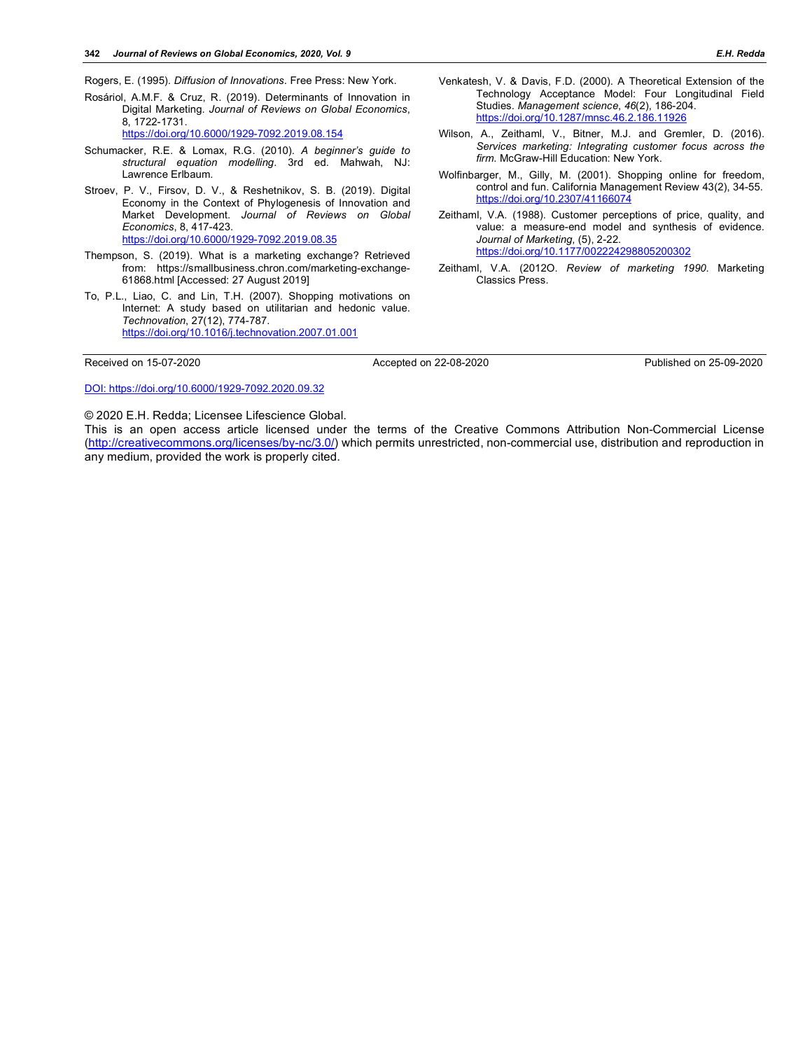Rogers, E. (1995). *Diffusion of Innovations*. Free Press: New York.

Rosáriol, A.M.F. & Cruz, R. (2019). Determinants of Innovation in Digital Marketing. *Journal of Reviews on Global Economics*, 8, 1722-1731. https://doi.org/10.6000/1929-7092.2019.08.154

Schumacker, R.E. & Lomax, R.G. (2010). *A beginner's guide to structural equation modelling*. 3rd ed. Mahwah, NJ: Lawrence Erlbaum.

Stroev, P. V., Firsov, D. V., & Reshetnikov, S. B. (2019). Digital Economy in the Context of Phylogenesis of Innovation and Market Development. *Journal of Reviews on Global Economics*, 8, 417-423. https://doi.org/10.6000/1929-7092.2019.08.35

Thempson, S. (2019). What is a marketing exchange? Retrieved from: https://smallbusiness.chron.com/marketing-exchange-61868.html [Accessed: 27 August 2019]

To, P.L., Liao, C. and Lin, T.H. (2007). Shopping motivations on Internet: A study based on utilitarian and hedonic value. *Technovation*, 27(12), 774-787. https://doi.org/10.1016/j.technovation.2007.01.001

Venkatesh, V. & Davis, F.D. (2000). A Theoretical Extension of the Technology Acceptance Model: Four Longitudinal Field Studies. *Management science*, *46*(2), 186-204. https://doi.org/10.1287/mnsc.46.2.186.11926

Wilson, A., Zeithaml, V., Bitner, M.J. and Gremler, D. (2016). *Services marketing: Integrating customer focus across the firm.* McGraw-Hill Education: New York.

Wolfinbarger, M., Gilly, M. (2001). Shopping online for freedom, control and fun. California Management Review 43(2), 34-55. https://doi.org/10.2307/41166074

Zeithaml, V.A. (1988). Customer perceptions of price, quality, and value: a measure-end model and synthesis of evidence. *Journal of Marketing*, (5), 2-22. https://doi.org/10.1177/002224298805200302

Zeithaml, V.A. (2012O. *Review of marketing 1990*. Marketing Classics Press.

Received on 15-07-2020 Accepted on 22-08-2020 Published on 25-09-2020

DOI: https://doi.org/10.6000/1929-7092.2020.09.32

© 2020 E.H. Redda; Licensee Lifescience Global.

This is an open access article licensed under the terms of the Creative Commons Attribution Non-Commercial License (http://creativecommons.org/licenses/by-nc/3.0/) which permits unrestricted, non-commercial use, distribution and reproduction in any medium, provided the work is properly cited.